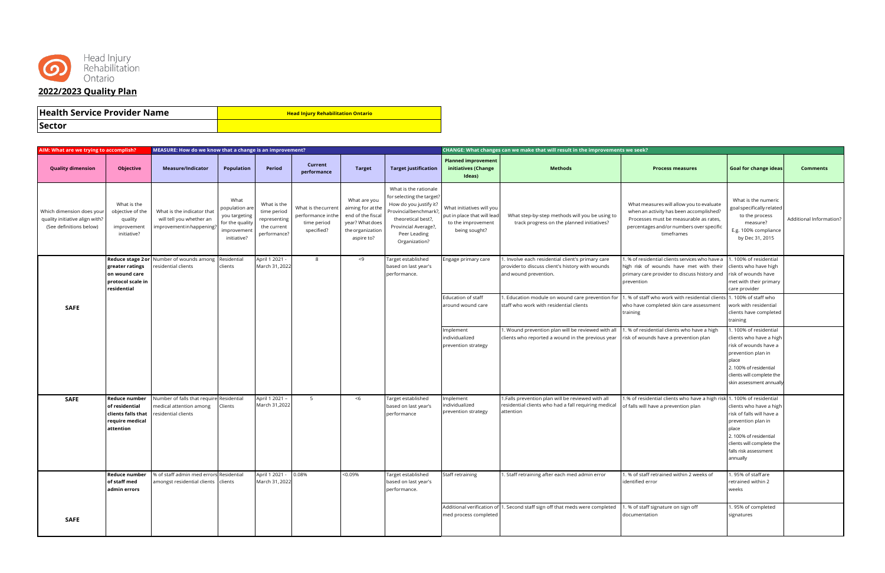Head Injury Rehabilitation Ontario

## 2022/2023 Quality Plan

| Health Service Provider Name | Head Injury Rehabilitation Ontario |
|---|---|
| Sector | |

| AIM: What are we trying to accomplish? | | MEASURE: How do we know that a change is an improvement? | | | | | | CHANGE: What changes can we make that will result in the improvements we seek? | | | | |
|---|---|---|---|---|---|---|---|---|---|---|---|---|
| Quality dimension | Objective | Measure/Indicator | Population | Period | Current performance | Target | Target justification | Planned improvement initiatives (Change Ideas) | Methods | Process measures | Goal for change ideas | Comments |
| Which dimension does your quality initiative align with? (See definitions below) | What is the objective of the quality improvement initiative? | What is the indicator that will tell you whether an improvement in happening? | What population are you targeting for the quality improvement initiative? | What is the time period representing the current performance? | What is the current performance in the time period specified? | What are you aiming for at the end of the fiscal year? What does the organization aspire to? | What is the rationale for selecting the target? How do you justify it? Provincial benchmark?, theoretical best?, Provincial Average?, Peer Leading Organization? | What initiatives will you put in place that will lead to the improvement being sought? | What step-by-step methods will you be using to track progress on the planned initiatives? | What measures will allow you to evaluate when an activity has been accomplished? Processes must be measurable as rates, percentages and/or numbers over specific timeframes | What is the numeric goal specifically related to the process measure? E.g. 100% compliance by Dec 31, 2015 | Additional Information? |
| SAFE | **Reduce stage 2 or greater ratings on wound care protocol scale in residential** | Number of wounds among residential clients | Residential clients | April 1 2021 - March 31, 2022 | 8 | <9 | Target established based on last year's performance. | Engage primary care | 1. Involve each residential client's primary care provider to discuss client's history with wounds and wound prevention. | 1. % of residential clients services who have a high risk of wounds have met with their primary care provider to discuss history and prevention | 1. 100% of residential clients who have high risk of wounds have met with their primary care provider | |
| | | | | | | | | Education of staff around wound care | 1. Education module on wound care prevention for staff who work with residential clients | 1. % of staff who work with residential clients who have completed skin care assessment training | 1. 100% of staff who work with residential clients have completed training | |
| | | | | | | | | Implement individualized prevention strategy | 1. Wound prevention plan will be reviewed with all clients who reported a wound in the previous year | 1. % of residential clients who have a high risk of wounds have a prevention plan | 1. 100% of residential clients who have a high risk of wounds have a prevention plan in place<br>2. 100% of residential clients will complete the skin assessment annually | |
| SAFE | **Reduce number of residential clients falls that require medical attention** | Number of falls that require medical attention among residential clients | Residential Clients | April 1 2021 – March 31,2022 | 5 | <6 | Target established based on last year's performance | Implement individualized prevention strategy | 1.Falls prevention plan will be reviewed with all residential clients who had a fall requiring medical attention | 1.% of residential clients who have a high risk of falls will have a prevention plan | 1. 100% of residential clients who have a high risk of falls will have a prevention plan in place<br>2. 100% of residential clients will complete the falls risk assessment annually | |
| SAFE | **Reduce number of staff med admin errors** | % of staff admin med errors amongst residential clients | Residential clients | April 1 2021 - March 31, 2022 | 0.08% | <0.09% | Target established based on last year's performance. | Staff retraining | 1. Staff retraining after each med admin error | 1. % of staff retrained within 2 weeks of identified error | 1. 95% of staff are retrained within 2 weeks | |
| | | | | | | | | Additional verification of med process completed | 1. Second staff sign off that meds were completed | 1. % of staff signature on sign off documentation | 1. 95% of completed signatures | |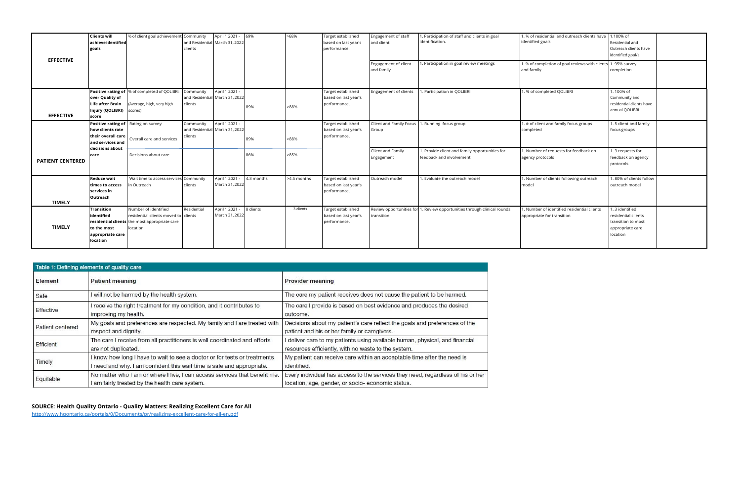| | | | | | | | | | | | | |
|---|---|---|---|---|---|---|---|---|---|---|---|---|
| **EFFECTIVE** | **Clients will achieve identified goals** | % of client goal achievement | Community and Residential clients | April 1 2021 - March 31, 2022 | 69% | >68% | Target established based on last year's performance. | Engagement of staff and client | 1. Participation of staff and clients in goal identification. | 1. % of residential and outreach clients have identified goals | 1.100% of Residential and Outreach clients have identified goal/s. | |
| | | | | | | | | Engagement of client and family | 1. Participation in goal review meetings | 1. % of completion of goal reviews with clients | 1. 95% survey completion | |
| **EFFECTIVE** | **Positive rating of over Quality of Life after Brain Injury (QOLIBRI) score** | % of completed of QOLIBRI: (Average, high, very high scores) | Community and Residential clients | April 1 2021 - March 31, 2022 | 89% | >88% | Target established based on last year's performance. | Engagement of clients | 1. Participation in QOLIBRI | 1. % of completed QOLIBRI | 1. 100% of Community and residential clients have annual QOLIBRI | |
| **PATIENT CENTERED** | **Positive rating of how clients rate their overall care and services and decisions about care** | Rating on survey: Overall care and services | Community and Residential clients | April 1 2021 - March 31, 2022 | 89% | >88% | Target established based on last year's performance. | Client and Family Focus Group | 1. Running focus group | 1. # of client and family focus groups completed | 1. 5 client and family focus groups | |
| | | Decisions about care | | | 86% | >85% | | Client and Family Engagement | 1. Provide client and family opportunities for feedback and involvement | 1. Number of requests for feedback on agency protocols | 1. 3 requests for feedback on agency protocols | |
| **TIMELY** | **Reduce wait times to access services in Outreach** | Wait time to access services in Outreach | Community clients | April 1 2021 - March 31, 2022 | 4.3 months | >4.5 months | Target established based on last year's performance. | Outreach model | 1. Evaluate the outreach model | 1. Number of clients following outreach model | 1. 80% of clients follow outreach model | |
| **TIMELY** | **Transition identified residential clients to the most appropriate care location** | Number of identified residential clients moved to the most appropriate care location | Residential clients | April 1 2021 - March 31, 2022 | 8 clients | 3 clients | Target established based on last year's performance. | Review opportunities for transition | 1. Review opportunities through clinical rounds | 1. Number of identified residential clients appropriate for transition | 1. 3 identified residential clients transition to most appropriate care location | |

**Table 1: Defining elements of quality care**

| Element | Patient meaning | Provider meaning |
|---|---|---|
| Safe | I will not be harmed by the health system. | The care my patient receives does not cause the patient to be harmed. |
| Effective | I receive the right treatment for my condition, and it contributes to improving my health. | The care I provide is based on best evidence and produces the desired outcome. |
| Patient centered | My goals and preferences are respected. My family and I are treated with respect and dignity. | Decisions about my patient's care reflect the goals and preferences of the patient and his or her family or caregivers. |
| Efficient | The care I receive from all practitioners is well coordinated and efforts are not duplicated. | I deliver care to my patients using available human, physical, and financial resources efficiently, with no waste to the system. |
| Timely | I know how long I have to wait to see a doctor or for tests or treatments I need and why. I am confident this wait time is safe and appropriate. | My patient can receive care within an acceptable time after the need is identified. |
| Equitable | No matter who I am or where I live, I can access services that benefit me. I am fairly treated by the health care system. | Every individual has access to the services they need, regardless of his or her location, age, gender, or socio- economic status. |

**SOURCE: Health Quality Ontario - Quality Matters: Realizing Excellent Care for All**
http://www.hqontario.ca/portals/0/Documents/pr/realizing-excellent-care-for-all-en.pdf